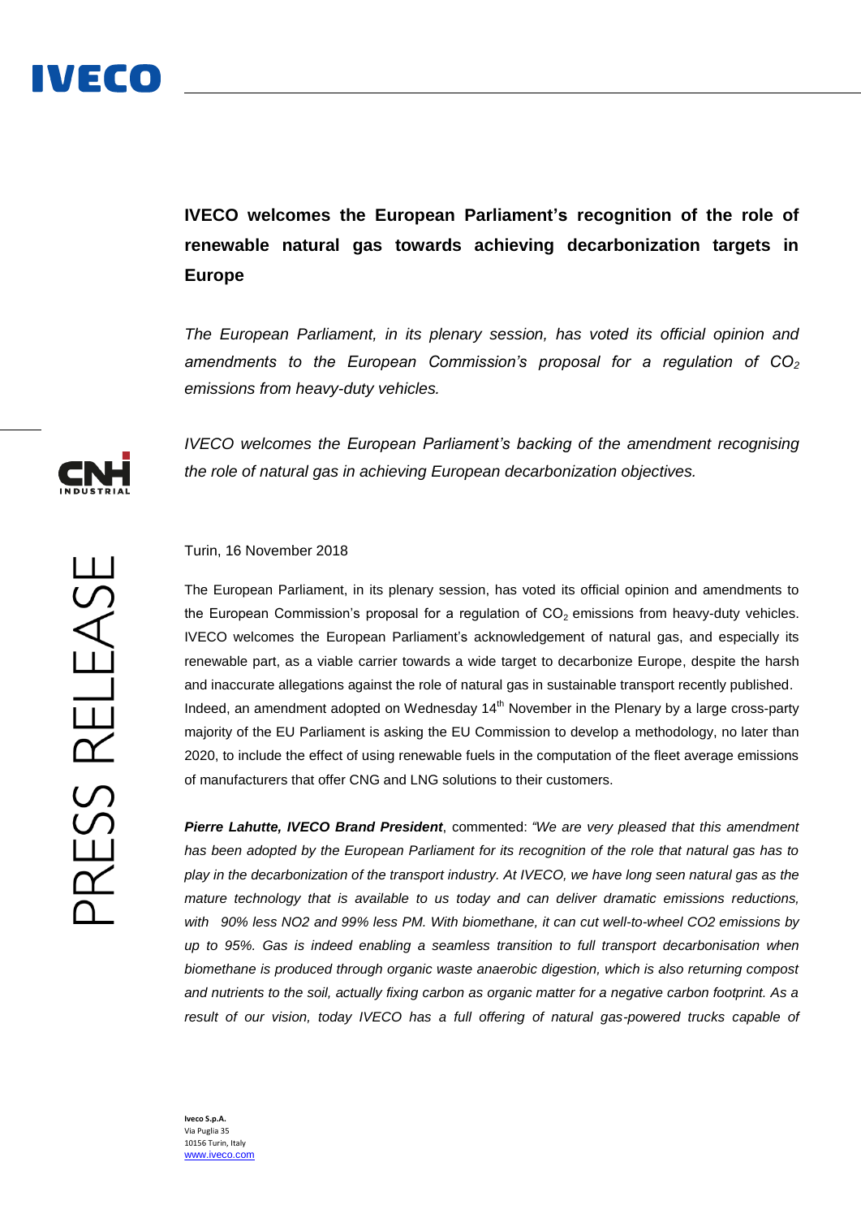# IVECO welcomes the European Parliament's recognition of the role of renewable natural gas towards achieving decarbonization targets in Europe

*The European Parliament, in its plenary session, has voted its official opinion and amendments to the European Commission's proposal for a regulation of $CO_2$ emissions from heavy-duty vehicles.*

*IVECO welcomes the European Parliament's backing of the amendment recognising the role of natural gas in achieving European decarbonization objectives.*

Turin, 16 November 2018

The European Parliament, in its plenary session, has voted its official opinion and amendments to the European Commission's proposal for a regulation of $CO_2$ emissions from heavy-duty vehicles. IVECO welcomes the European Parliament's acknowledgement of natural gas, and especially its renewable part, as a viable carrier towards a wide target to decarbonize Europe, despite the harsh and inaccurate allegations against the role of natural gas in sustainable transport recently published. Indeed, an amendment adopted on Wednesday 14th November in the Plenary by a large cross-party majority of the EU Parliament is asking the EU Commission to develop a methodology, no later than 2020, to include the effect of using renewable fuels in the computation of the fleet average emissions of manufacturers that offer CNG and LNG solutions to their customers.

***Pierre Lahutte, IVECO Brand President***, commented: *"We are very pleased that this amendment has been adopted by the European Parliament for its recognition of the role that natural gas has to play in the decarbonization of the transport industry. At IVECO, we have long seen natural gas as the mature technology that is available to us today and can deliver dramatic emissions reductions, with 90% less NO2 and 99% less PM. With biomethane, it can cut well-to-wheel CO2 emissions by up to 95%. Gas is indeed enabling a seamless transition to full transport decarbonisation when biomethane is produced through organic waste anaerobic digestion, which is also returning compost and nutrients to the soil, actually fixing carbon as organic matter for a negative carbon footprint. As a result of our vision, today IVECO has a full offering of natural gas-powered trucks capable of*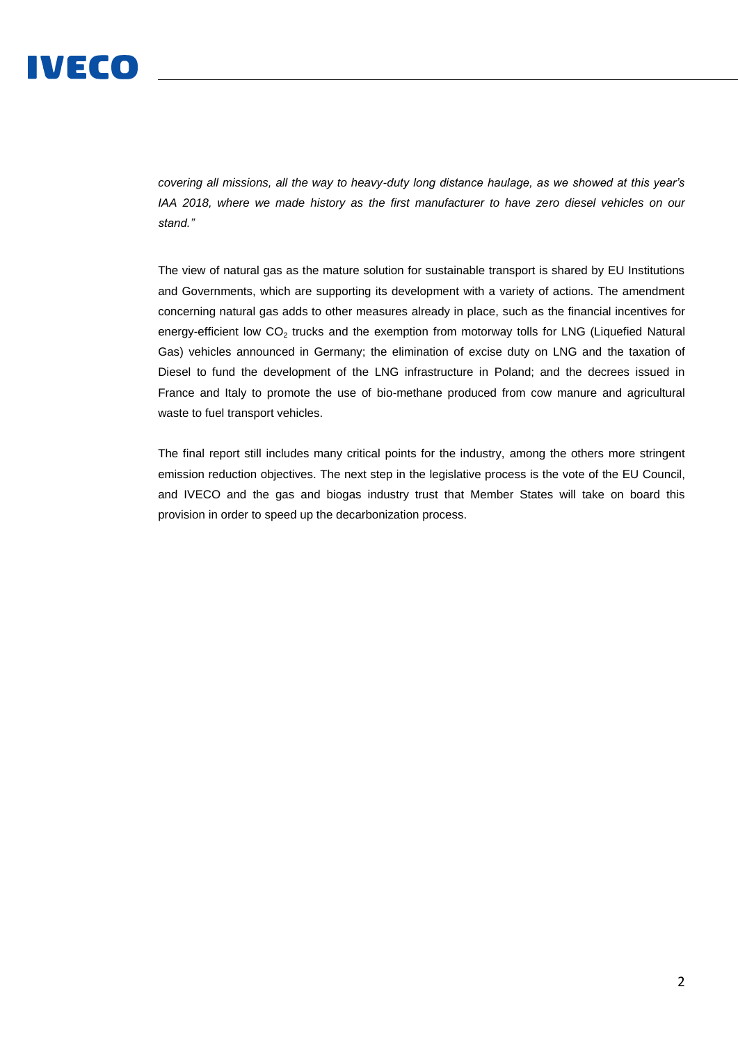*covering all missions, all the way to heavy-duty long distance haulage, as we showed at this year's IAA 2018, where we made history as the first manufacturer to have zero diesel vehicles on our stand."*

The view of natural gas as the mature solution for sustainable transport is shared by EU Institutions and Governments, which are supporting its development with a variety of actions. The amendment concerning natural gas adds to other measures already in place, such as the financial incentives for energy-efficient low $CO_2$ trucks and the exemption from motorway tolls for LNG (Liquefied Natural Gas) vehicles announced in Germany; the elimination of excise duty on LNG and the taxation of Diesel to fund the development of the LNG infrastructure in Poland; and the decrees issued in France and Italy to promote the use of bio-methane produced from cow manure and agricultural waste to fuel transport vehicles.

The final report still includes many critical points for the industry, among the others more stringent emission reduction objectives. The next step in the legislative process is the vote of the EU Council, and IVECO and the gas and biogas industry trust that Member States will take on board this provision in order to speed up the decarbonization process.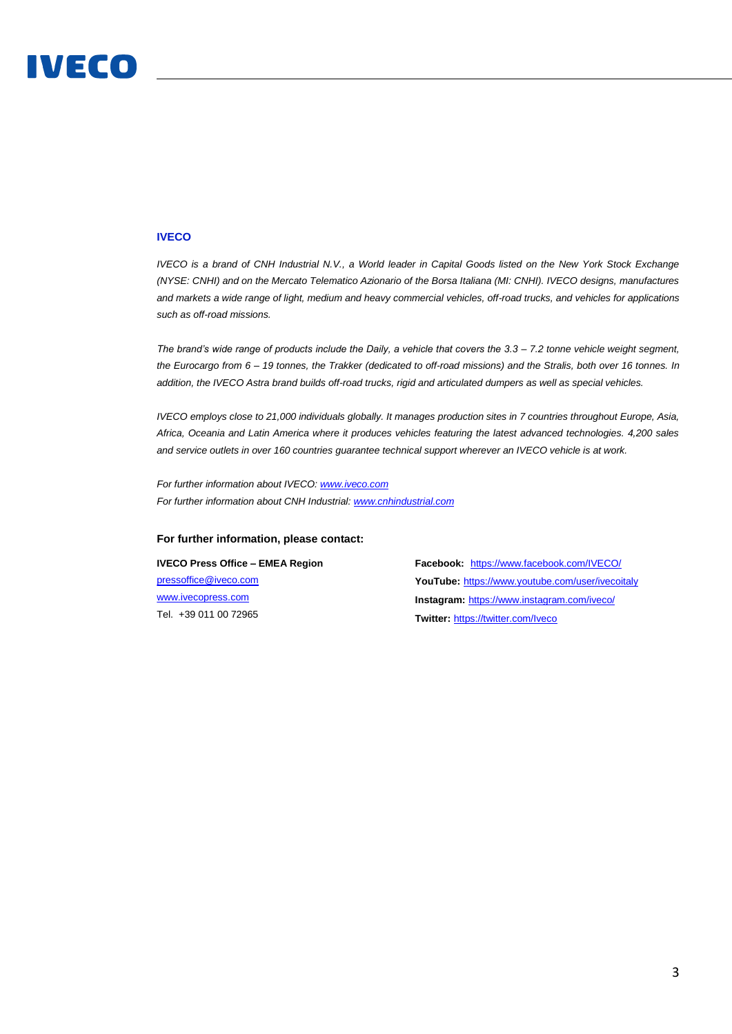## IVECO

*IVECO is a brand of CNH Industrial N.V., a World leader in Capital Goods listed on the New York Stock Exchange (NYSE: CNHI) and on the Mercato Telematico Azionario of the Borsa Italiana (MI: CNHI). IVECO designs, manufactures and markets a wide range of light, medium and heavy commercial vehicles, off-road trucks, and vehicles for applications such as off-road missions.*

*The brand's wide range of products include the Daily, a vehicle that covers the 3.3 – 7.2 tonne vehicle weight segment, the Eurocargo from 6 – 19 tonnes, the Trakker (dedicated to off-road missions) and the Stralis, both over 16 tonnes. In addition, the IVECO Astra brand builds off-road trucks, rigid and articulated dumpers as well as special vehicles.*

*IVECO employs close to 21,000 individuals globally. It manages production sites in 7 countries throughout Europe, Asia, Africa, Oceania and Latin America where it produces vehicles featuring the latest advanced technologies. 4,200 sales and service outlets in over 160 countries guarantee technical support wherever an IVECO vehicle is at work.*

*For further information about IVECO: [www.iveco.com](http://www.iveco.com)*
*For further information about CNH Industrial: [www.cnhindustrial.com](http://www.cnhindustrial.com)*

**For further information, please contact:**

**IVECO Press Office – EMEA Region**
[pressoffice@iveco.com](mailto:pressoffice@iveco.com)
[www.ivecopress.com](http://www.ivecopress.com)
Tel. +39 011 00 72965

**Facebook:** https://www.facebook.com/IVECO/
**YouTube:** https://www.youtube.com/user/ivecoitaly
**Instagram:** https://www.instagram.com/iveco/
**Twitter:** https://twitter.com/Iveco